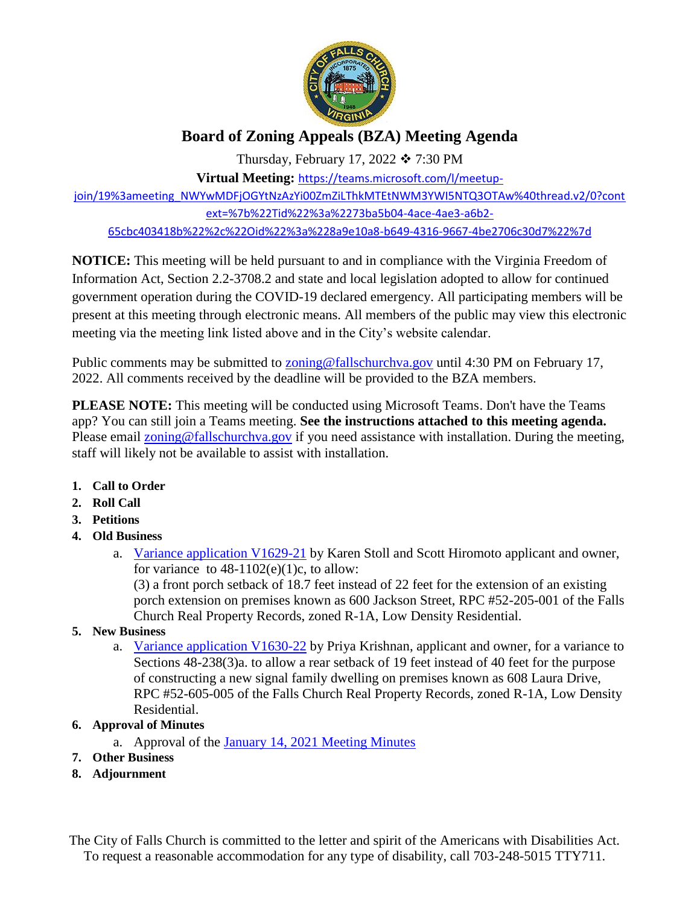# Board of Zoning Appeals (BZA) Meeting Agenda

Thursday, February 17, 2022 ❖ 7:30 PM

**Virtual Meeting:** https://teams.microsoft.com/l/meetup-join/19%3ameeting_NWYwMDFjOGYtNzAzYi00ZmZiLThkMTEtNWM3YWI5NTQ3OTAw%40thread.v2/0?context=%7b%22Tid%22%3a%2273ba5b04-4ace-4ae3-a6b2-65cbc403418b%22%2c%22Oid%22%3a%228a9e10a8-b649-4316-9667-4be2706c30d7%22%7d

**NOTICE:** This meeting will be held pursuant to and in compliance with the Virginia Freedom of Information Act, Section 2.2-3708.2 and state and local legislation adopted to allow for continued government operation during the COVID-19 declared emergency. All participating members will be present at this meeting through electronic means. All members of the public may view this electronic meeting via the meeting link listed above and in the City's website calendar.

Public comments may be submitted to zoning@fallschurchva.gov until 4:30 PM on February 17, 2022. All comments received by the deadline will be provided to the BZA members.

**PLEASE NOTE:** This meeting will be conducted using Microsoft Teams. Don't have the Teams app? You can still join a Teams meeting. **See the instructions attached to this meeting agenda.** Please email zoning@fallschurchva.gov if you need assistance with installation. During the meeting, staff will likely not be available to assist with installation.

1. **Call to Order**
2. **Roll Call**
3. **Petitions**
4. **Old Business**
   a. Variance application V1629-21 by Karen Stoll and Scott Hiromoto applicant and owner, for variance to 48-1102(e)(1)c, to allow:
      (3) a front porch setback of 18.7 feet instead of 22 feet for the extension of an existing porch extension on premises known as 600 Jackson Street, RPC #52-205-001 of the Falls Church Real Property Records, zoned R-1A, Low Density Residential.
5. **New Business**
   a. Variance application V1630-22 by Priya Krishnan, applicant and owner, for a variance to Sections 48-238(3)a. to allow a rear setback of 19 feet instead of 40 feet for the purpose of constructing a new signal family dwelling on premises known as 608 Laura Drive, RPC #52-605-005 of the Falls Church Real Property Records, zoned R-1A, Low Density Residential.
6. **Approval of Minutes**
   a. Approval of the January 14, 2021 Meeting Minutes
7. **Other Business**
8. **Adjournment**

The City of Falls Church is committed to the letter and spirit of the Americans with Disabilities Act. To request a reasonable accommodation for any type of disability, call 703-248-5015 TTY711.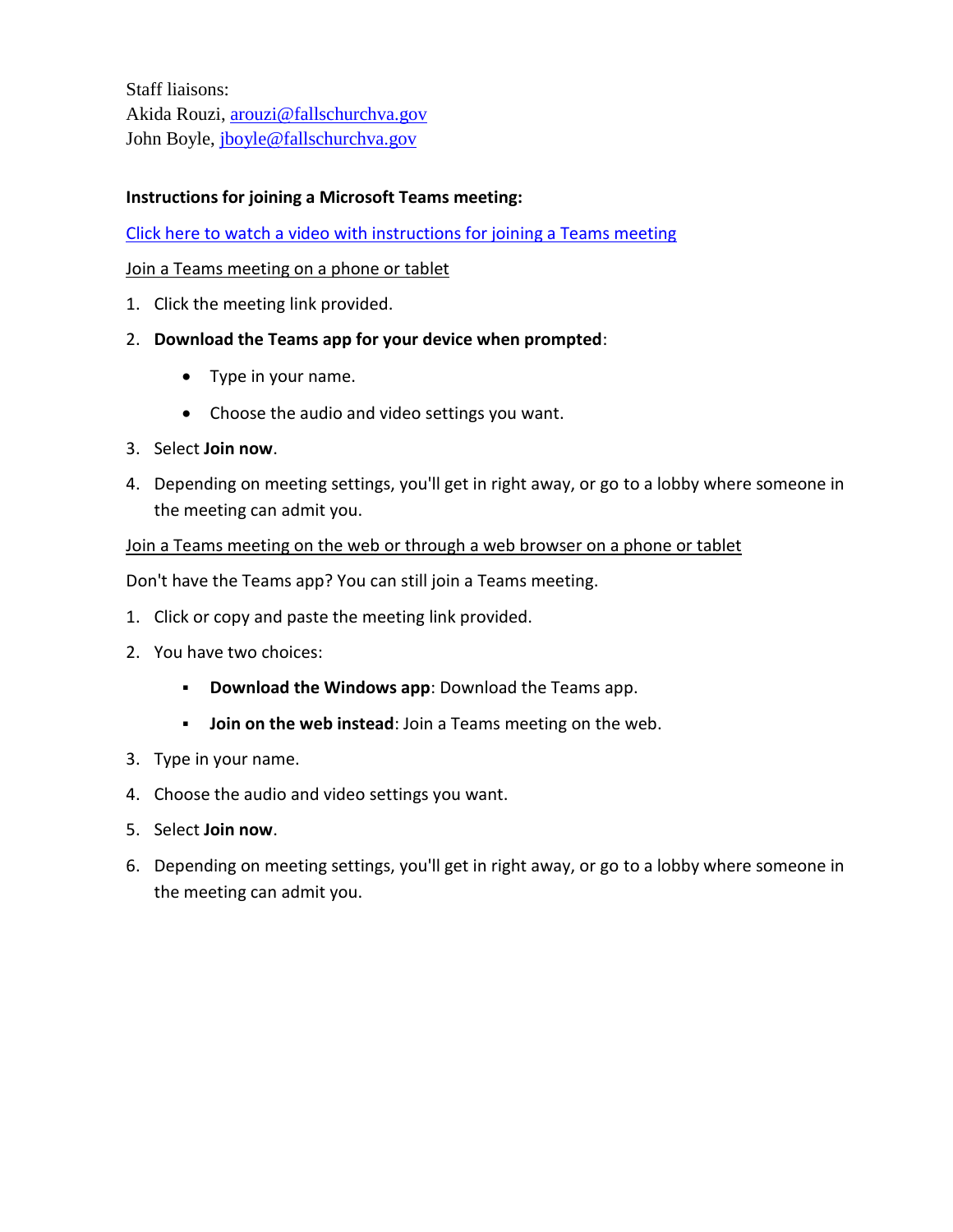Staff liaisons:
Akida Rouzi, [arouzi@fallschurchva.gov](mailto:arouzi@fallschurchva.gov)
John Boyle, [jboyle@fallschurchva.gov](mailto:jboyle@fallschurchva.gov)

**Instructions for joining a Microsoft Teams meeting:**

Click here to watch a video with instructions for joining a Teams meeting

Join a Teams meeting on a phone or tablet

1. Click the meeting link provided.
2. **Download the Teams app for your device when prompted**:
   - Type in your name.
   - Choose the audio and video settings you want.
3. Select **Join now**.
4. Depending on meeting settings, you'll get in right away, or go to a lobby where someone in the meeting can admit you.

Join a Teams meeting on the web or through a web browser on a phone or tablet

Don't have the Teams app? You can still join a Teams meeting.

1. Click or copy and paste the meeting link provided.
2. You have two choices:
   - **Download the Windows app**: Download the Teams app.
   - **Join on the web instead**: Join a Teams meeting on the web.
3. Type in your name.
4. Choose the audio and video settings you want.
5. Select **Join now**.
6. Depending on meeting settings, you'll get in right away, or go to a lobby where someone in the meeting can admit you.